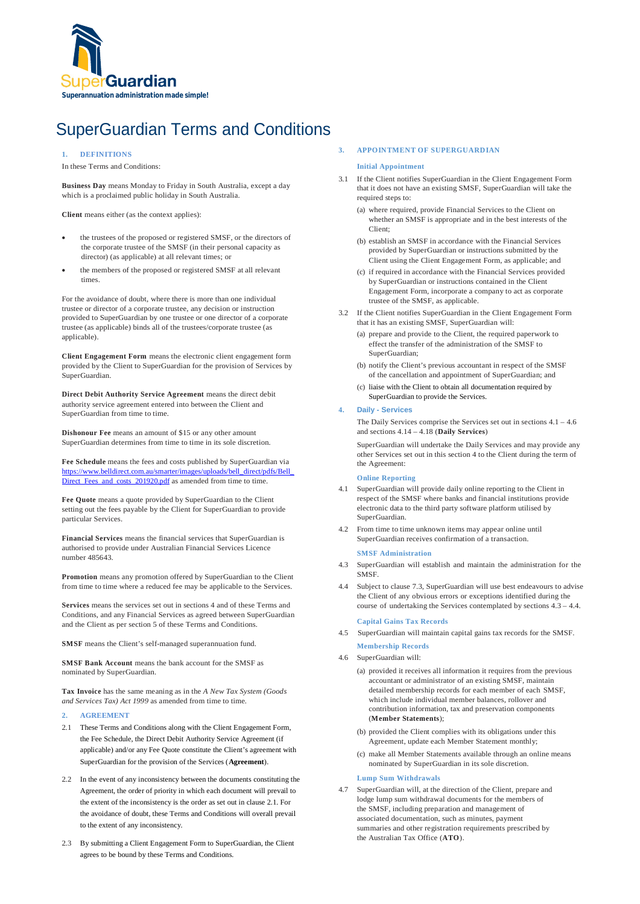SuperGuardian

**Superannuation administration made simple!**

# SuperGuardian Terms and Conditions

## 1. DEFINITIONS

In these Terms and Conditions:

**Business Day** means Monday to Friday in South Australia, except a day which is a proclaimed public holiday in South Australia.

**Client** means either (as the context applies):

- the trustees of the proposed or registered SMSF, or the directors of the corporate trustee of the SMSF (in their personal capacity as director) (as applicable) at all relevant times; or
- the members of the proposed or registered SMSF at all relevant times.

For the avoidance of doubt, where there is more than one individual trustee or director of a corporate trustee, any decision or instruction provided to SuperGuardian by one trustee or one director of a corporate trustee (as applicable) binds all of the trustees/corporate trustee (as applicable).

**Client Engagement Form** means the electronic client engagement form provided by the Client to SuperGuardian for the provision of Services by SuperGuardian.

**Direct Debit Authority Service Agreement** means the direct debit authority service agreement entered into between the Client and SuperGuardian from time to time.

**Dishonour Fee** means an amount of $15 or any other amount SuperGuardian determines from time to time in its sole discretion.

**Fee Schedule** means the fees and costs published by SuperGuardian via https://www.belldirect.com.au/smarter/images/uploads/bell_direct/pdfs/Bell_Direct_Fees_and_costs_201920.pdf as amended from time to time.

**Fee Quote** means a quote provided by SuperGuardian to the Client setting out the fees payable by the Client for SuperGuardian to provide particular Services.

**Financial Services** means the financial services that SuperGuardian is authorised to provide under Australian Financial Services Licence number 485643.

**Promotion** means any promotion offered by SuperGuardian to the Client from time to time where a reduced fee may be applicable to the Services.

**Services** means the services set out in sections 4 and of these Terms and Conditions, and any Financial Services as agreed between SuperGuardian and the Client as per section 5 of these Terms and Conditions.

**SMSF** means the Client's self-managed superannuation fund.

**SMSF Bank Account** means the bank account for the SMSF as nominated by SuperGuardian.

**Tax Invoice** has the same meaning as in the *A New Tax System (Goods and Services Tax) Act 1999* as amended from time to time.

## 2. AGREEMENT

2.1 These Terms and Conditions along with the Client Engagement Form, the Fee Schedule, the Direct Debit Authority Service Agreement (if applicable) and/or any Fee Quote constitute the Client's agreement with SuperGuardian for the provision of the Services (**Agreement**).

2.2 In the event of any inconsistency between the documents constituting the Agreement, the order of priority in which each document will prevail to the extent of the inconsistency is the order as set out in clause 2.1. For the avoidance of doubt, these Terms and Conditions will overall prevail to the extent of any inconsistency.

2.3 By submitting a Client Engagement Form to SuperGuardian, the Client agrees to be bound by these Terms and Conditions.

## 3. APPOINTMENT OF SUPERGUARDIAN

### Initial Appointment

3.1 If the Client notifies SuperGuardian in the Client Engagement Form that it does not have an existing SMSF, SuperGuardian will take the required steps to:

(a) where required, provide Financial Services to the Client on whether an SMSF is appropriate and in the best interests of the Client;

(b) establish an SMSF in accordance with the Financial Services provided by SuperGuardian or instructions submitted by the Client using the Client Engagement Form, as applicable; and

(c) if required in accordance with the Financial Services provided by SuperGuardian or instructions contained in the Client Engagement Form, incorporate a company to act as corporate trustee of the SMSF, as applicable.

3.2 If the Client notifies SuperGuardian in the Client Engagement Form that it has an existing SMSF, SuperGuardian will:

(a) prepare and provide to the Client, the required paperwork to effect the transfer of the administration of the SMSF to SuperGuardian;

(b) notify the Client's previous accountant in respect of the SMSF of the cancellation and appointment of SuperGuardian; and

(c) liaise with the Client to obtain all documentation required by SuperGuardian to provide the Services.

## 4. Daily - Services

The Daily Services comprise the Services set out in sections 4.1 – 4.6 and sections 4.14 – 4.18 (**Daily Services**)

SuperGuardian will undertake the Daily Services and may provide any other Services set out in this section 4 to the Client during the term of the Agreement:

### Online Reporting

4.1 SuperGuardian will provide daily online reporting to the Client in respect of the SMSF where banks and financial institutions provide electronic data to the third party software platform utilised by SuperGuardian.

4.2 From time to time unknown items may appear online until SuperGuardian receives confirmation of a transaction.

### SMSF Administration

4.3 SuperGuardian will establish and maintain the administration for the SMSF.

4.4 Subject to clause 7.3, SuperGuardian will use best endeavours to advise the Client of any obvious errors or exceptions identified during the course of undertaking the Services contemplated by sections 4.3 – 4.4.

### Capital Gains Tax Records

4.5 SuperGuardian will maintain capital gains tax records for the SMSF.

### Membership Records

4.6 SuperGuardian will:

(a) provided it receives all information it requires from the previous accountant or administrator of an existing SMSF, maintain detailed membership records for each member of each SMSF, which include individual member balances, rollover and contribution information, tax and preservation components (**Member Statements**);

(b) provided the Client complies with its obligations under this Agreement, update each Member Statement monthly;

(c) make all Member Statements available through an online means nominated by SuperGuardian in its sole discretion.

### Lump Sum Withdrawals

4.7 SuperGuardian will, at the direction of the Client, prepare and lodge lump sum withdrawal documents for the members of the SMSF, including preparation and management of associated documentation, such as minutes, payment summaries and other registration requirements prescribed by the Australian Tax Office (**ATO**).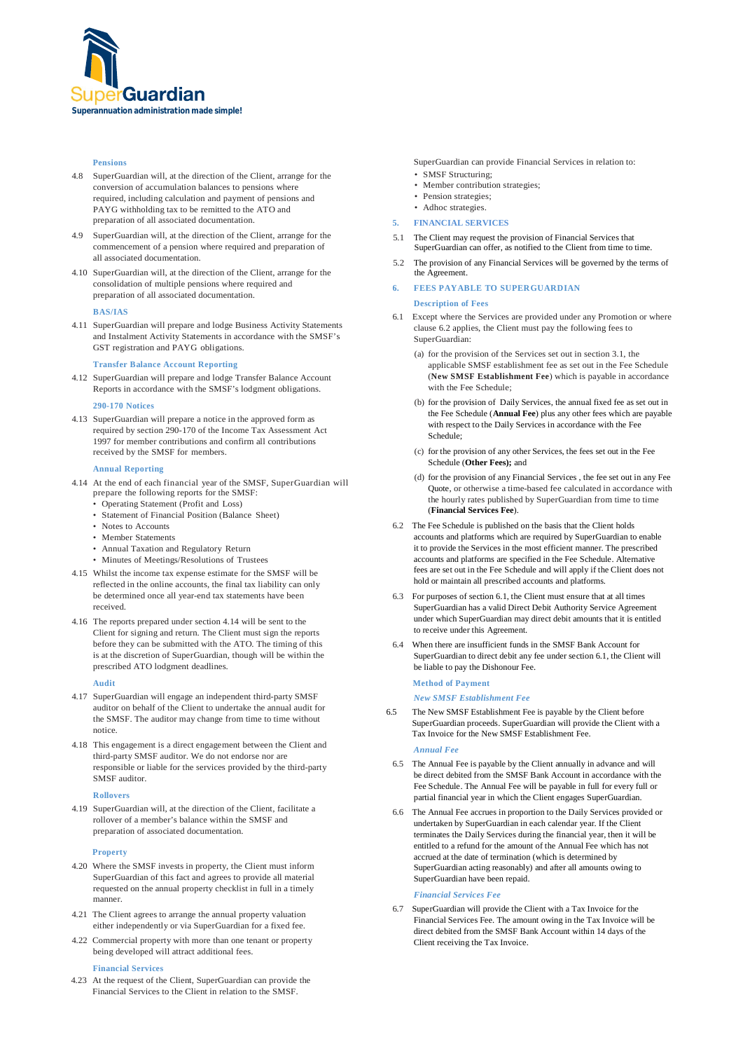### Pensions

4.8 SuperGuardian will, at the direction of the Client, arrange for the conversion of accumulation balances to pensions where required, including calculation and payment of pensions and PAYG withholding tax to be remitted to the ATO and preparation of all associated documentation.

4.9 SuperGuardian will, at the direction of the Client, arrange for the commencement of a pension where required and preparation of all associated documentation.

4.10 SuperGuardian will, at the direction of the Client, arrange for the consolidation of multiple pensions where required and preparation of all associated documentation.

### BAS/IAS

4.11 SuperGuardian will prepare and lodge Business Activity Statements and Instalment Activity Statements in accordance with the SMSF's GST registration and PAYG obligations.

### Transfer Balance Account Reporting

4.12 SuperGuardian will prepare and lodge Transfer Balance Account Reports in accordance with the SMSF's lodgment obligations.

### 290-170 Notices

4.13 SuperGuardian will prepare a notice in the approved form as required by section 290-170 of the Income Tax Assessment Act 1997 for member contributions and confirm all contributions received by the SMSF for members.

### Annual Reporting

4.14 At the end of each financial year of the SMSF, SuperGuardian will prepare the following reports for the SMSF:
- Operating Statement (Profit and Loss)
- Statement of Financial Position (Balance Sheet)
- Notes to Accounts
- Member Statements
- Annual Taxation and Regulatory Return
- Minutes of Meetings/Resolutions of Trustees

4.15 Whilst the income tax expense estimate for the SMSF will be reflected in the online accounts, the final tax liability can only be determined once all year-end tax statements have been received.

4.16 The reports prepared under section 4.14 will be sent to the Client for signing and return. The Client must sign the reports before they can be submitted with the ATO. The timing of this is at the discretion of SuperGuardian, though will be within the prescribed ATO lodgment deadlines.

### Audit

4.17 SuperGuardian will engage an independent third-party SMSF auditor on behalf of the Client to undertake the annual audit for the SMSF. The auditor may change from time to time without notice.

4.18 This engagement is a direct engagement between the Client and third-party SMSF auditor. We do not endorse nor are responsible or liable for the services provided by the third-party SMSF auditor.

### Rollovers

4.19 SuperGuardian will, at the direction of the Client, facilitate a rollover of a member's balance within the SMSF and preparation of associated documentation.

### Property

4.20 Where the SMSF invests in property, the Client must inform SuperGuardian of this fact and agrees to provide all material requested on the annual property checklist in full in a timely manner.

4.21 The Client agrees to arrange the annual property valuation either independently or via SuperGuardian for a fixed fee.

4.22 Commercial property with more than one tenant or property being developed will attract additional fees.

### Financial Services

4.23 At the request of the Client, SuperGuardian can provide the Financial Services to the Client in relation to the SMSF.

SuperGuardian can provide Financial Services in relation to:
- SMSF Structuring;
- Member contribution strategies;
- Pension strategies;
- Adhoc strategies.

## 5. FINANCIAL SERVICES

5.1 The Client may request the provision of Financial Services that SuperGuardian can offer, as notified to the Client from time to time.

5.2 The provision of any Financial Services will be governed by the terms of the Agreement.

## 6. FEES PAYABLE TO SUPERGUARDIAN

### Description of Fees

6.1 Except where the Services are provided under any Promotion or where clause 6.2 applies, the Client must pay the following fees to SuperGuardian:

(a) for the provision of the Services set out in section 3.1, the applicable SMSF establishment fee as set out in the Fee Schedule (**New SMSF Establishment Fee**) which is payable in accordance with the Fee Schedule;

(b) for the provision of Daily Services, the annual fixed fee as set out in the Fee Schedule (**Annual Fee**) plus any other fees which are payable with respect to the Daily Services in accordance with the Fee Schedule;

(c) for the provision of any other Services, the fees set out in the Fee Schedule (**Other Fees);** and

(d) for the provision of any Financial Services , the fee set out in any Fee Quote, or otherwise a time-based fee calculated in accordance with the hourly rates published by SuperGuardian from time to time (**Financial Services Fee**).

6.2 The Fee Schedule is published on the basis that the Client holds accounts and platforms which are required by SuperGuardian to enable it to provide the Services in the most efficient manner. The prescribed accounts and platforms are specified in the Fee Schedule. Alternative fees are set out in the Fee Schedule and will apply if the Client does not hold or maintain all prescribed accounts and platforms.

6.3 For purposes of section 6.1, the Client must ensure that at all times SuperGuardian has a valid Direct Debit Authority Service Agreement under which SuperGuardian may direct debit amounts that it is entitled to receive under this Agreement.

6.4 When there are insufficient funds in the SMSF Bank Account for SuperGuardian to direct debit any fee under section 6.1, the Client will be liable to pay the Dishonour Fee.

### Method of Payment

#### *New SMSF Establishment Fee*

6.5 The New SMSF Establishment Fee is payable by the Client before SuperGuardian proceeds. SuperGuardian will provide the Client with a Tax Invoice for the New SMSF Establishment Fee.

#### *Annual Fee*

6.5 The Annual Fee is payable by the Client annually in advance and will be direct debited from the SMSF Bank Account in accordance with the Fee Schedule. The Annual Fee will be payable in full for every full or partial financial year in which the Client engages SuperGuardian.

6.6 The Annual Fee accrues in proportion to the Daily Services provided or undertaken by SuperGuardian in each calendar year. If the Client terminates the Daily Services during the financial year, then it will be entitled to a refund for the amount of the Annual Fee which has not accrued at the date of termination (which is determined by SuperGuardian acting reasonably) and after all amounts owing to SuperGuardian have been repaid.

#### *Financial Services Fee*

6.7 SuperGuardian will provide the Client with a Tax Invoice for the Financial Services Fee. The amount owing in the Tax Invoice will be direct debited from the SMSF Bank Account within 14 days of the Client receiving the Tax Invoice.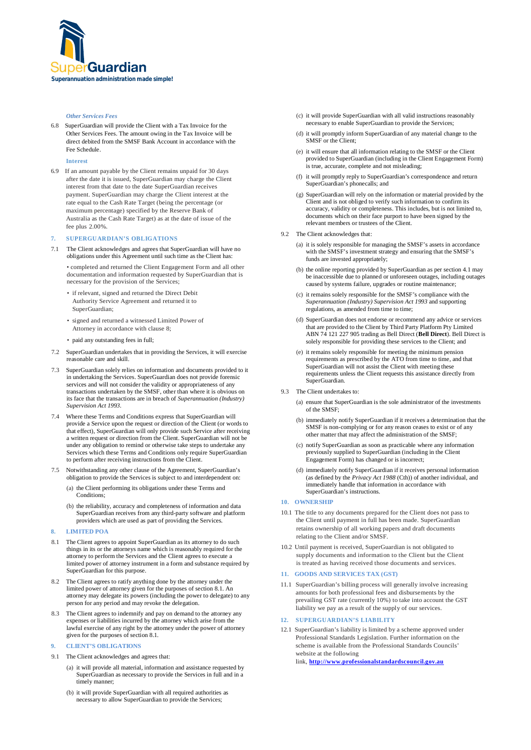#### *Other Services Fees*

6.8 SuperGuardian will provide the Client with a Tax Invoice for the Other Services Fees. The amount owing in the Tax Invoice will be direct debited from the SMSF Bank Account in accordance with the Fee Schedule.

#### Interest

6.9 If an amount payable by the Client remains unpaid for 30 days after the date it is issued, SuperGuardian may charge the Client interest from that date to the date SuperGuardian receives payment. SuperGuardian may charge the Client interest at the rate equal to the Cash Rate Target (being the percentage (or maximum percentage) specified by the Reserve Bank of Australia as the Cash Rate Target) as at the date of issue of the fee plus 2.00%.

## 7. SUPERGUARDIAN'S OBLIGATIONS

7.1 The Client acknowledges and agrees that SuperGuardian will have no obligations under this Agreement until such time as the Client has:

- completed and returned the Client Engagement Form and all other documentation and information requested by SuperGuardian that is necessary for the provision of the Services;
- if relevant, signed and returned the Direct Debit Authority Service Agreement and returned it to SuperGuardian;
- signed and returned a witnessed Limited Power of Attorney in accordance with clause 8;
- paid any outstanding fees in full;

7.2 SuperGuardian undertakes that in providing the Services, it will exercise reasonable care and skill.

7.3 SuperGuardian solely relies on information and documents provided to it in undertaking the Services. SuperGuardian does not provide forensic services and will not consider the validity or appropriateness of any transactions undertaken by the SMSF, other than where it is obvious on its face that the transactions are in breach of *Superannuation (Industry) Supervision Act 1993*.

7.4 Where these Terms and Conditions express that SuperGuardian will provide a Service upon the request or direction of the Client (or words to that effect), SuperGuardian will only provide such Service after receiving a written request or direction from the Client. SuperGuardian will not be under any obligation to remind or otherwise take steps to undertake any Services which these Terms and Conditions only require SuperGuardian to perform after receiving instructions from the Client.

7.5 Notwithstanding any other clause of the Agreement, SuperGuardian's obligation to provide the Services is subject to and interdependent on:

(a) the Client performing its obligations under these Terms and Conditions;

(b) the reliability, accuracy and completeness of information and data SuperGuardian receives from any third-party software and platform providers which are used as part of providing the Services.

## 8. LIMITED POA

8.1 The Client agrees to appoint SuperGuardian as its attorney to do such things in its or the attorneys name which is reasonably required for the attorney to perform the Services and the Client agrees to execute a limited power of attorney instrument in a form and substance required by SuperGuardian for this purpose.

8.2 The Client agrees to ratify anything done by the attorney under the limited power of attorney given for the purposes of section 8.1. An attorney may delegate its powers (including the power to delegate) to any person for any period and may revoke the delegation.

8.3 The Client agrees to indemnify and pay on demand to the attorney any expenses or liabilities incurred by the attorney which arise from the lawful exercise of any right by the attorney under the power of attorney given for the purposes of section 8.1.

## 9. CLIENT'S OBLIGATIONS

9.1 The Client acknowledges and agrees that:

(a) it will provide all material, information and assistance requested by SuperGuardian as necessary to provide the Services in full and in a timely manner;

(b) it will provide SuperGuardian with all required authorities as necessary to allow SuperGuardian to provide the Services;

(c) it will provide SuperGuardian with all valid instructions reasonably necessary to enable SuperGuardian to provide the Services;

(d) it will promptly inform SuperGuardian of any material change to the SMSF or the Client;

(e) it will ensure that all information relating to the SMSF or the Client provided to SuperGuardian (including in the Client Engagement Form) is true, accurate, complete and not misleading;

(f) it will promptly reply to SuperGuardian's correspondence and return SuperGuardian's phonecalls; and

(g) SuperGuardian will rely on the information or material provided by the Client and is not obliged to verify such information to confirm its accuracy, validity or completeness. This includes, but is not limited to, documents which on their face purport to have been signed by the relevant members or trustees of the Client.

9.2 The Client acknowledges that:

(a) it is solely responsible for managing the SMSF's assets in accordance with the SMSF's investment strategy and ensuring that the SMSF's funds are invested appropriately;

(b) the online reporting provided by SuperGuardian as per section 4.1 may be inaccessible due to planned or unforeseen outages, including outages caused by systems failure, upgrades or routine maintenance;

(c) it remains solely responsible for the SMSF's compliance with the *Superannuation (Industry) Supervision Act 1993* and supporting regulations, as amended from time to time;

(d) SuperGuardian does not endorse or recommend any advice or services that are provided to the Client by Third Party Platform Pty Limited ABN 74 121 227 905 trading as Bell Direct (**Bell Direct**). Bell Direct is solely responsible for providing these services to the Client; and

(e) it remains solely responsible for meeting the minimum pension requirements as prescribed by the ATO from time to time, and that SuperGuardian will not assist the Client with meeting these requirements unless the Client requests this assistance directly from SuperGuardian.

9.3 The Client undertakes to:

(a) ensure that SuperGuardian is the sole administrator of the investments of the SMSF;

(b) immediately notify SuperGuardian if it receives a determination that the SMSF is non-complying or for any reason ceases to exist or of any other matter that may affect the administration of the SMSF;

(c) notify SuperGuardian as soon as practicable where any information previously supplied to SuperGuardian (including in the Client Engagement Form) has changed or is incorrect;

(d) immediately notify SuperGuardian if it receives personal information (as defined by the *Privacy Act 1988* (Cth)) of another individual, and immediately handle that information in accordance with SuperGuardian's instructions.

## 10. OWNERSHIP

10.1 The title to any documents prepared for the Client does not pass to the Client until payment in full has been made. SuperGuardian retains ownership of all working papers and draft documents relating to the Client and/or SMSF.

10.2 Until payment is received, SuperGuardian is not obligated to supply documents and information to the Client but the Client is treated as having received those documents and services.

## 11. GOODS AND SERVICES TAX (GST)

11.1 SuperGuardian's billing process will generally involve increasing amounts for both professional fees and disbursements by the prevailing GST rate (currently 10%) to take into account the GST liability we pay as a result of the supply of our services.

## 12. SUPERGUARDIAN'S LIABILITY

12.1 SuperGuardian's liability is limited by a scheme approved under Professional Standards Legislation. Further information on the scheme is available from the Professional Standards Councils' website at the following link, **http://www.professionalstandardscouncil.gov.au**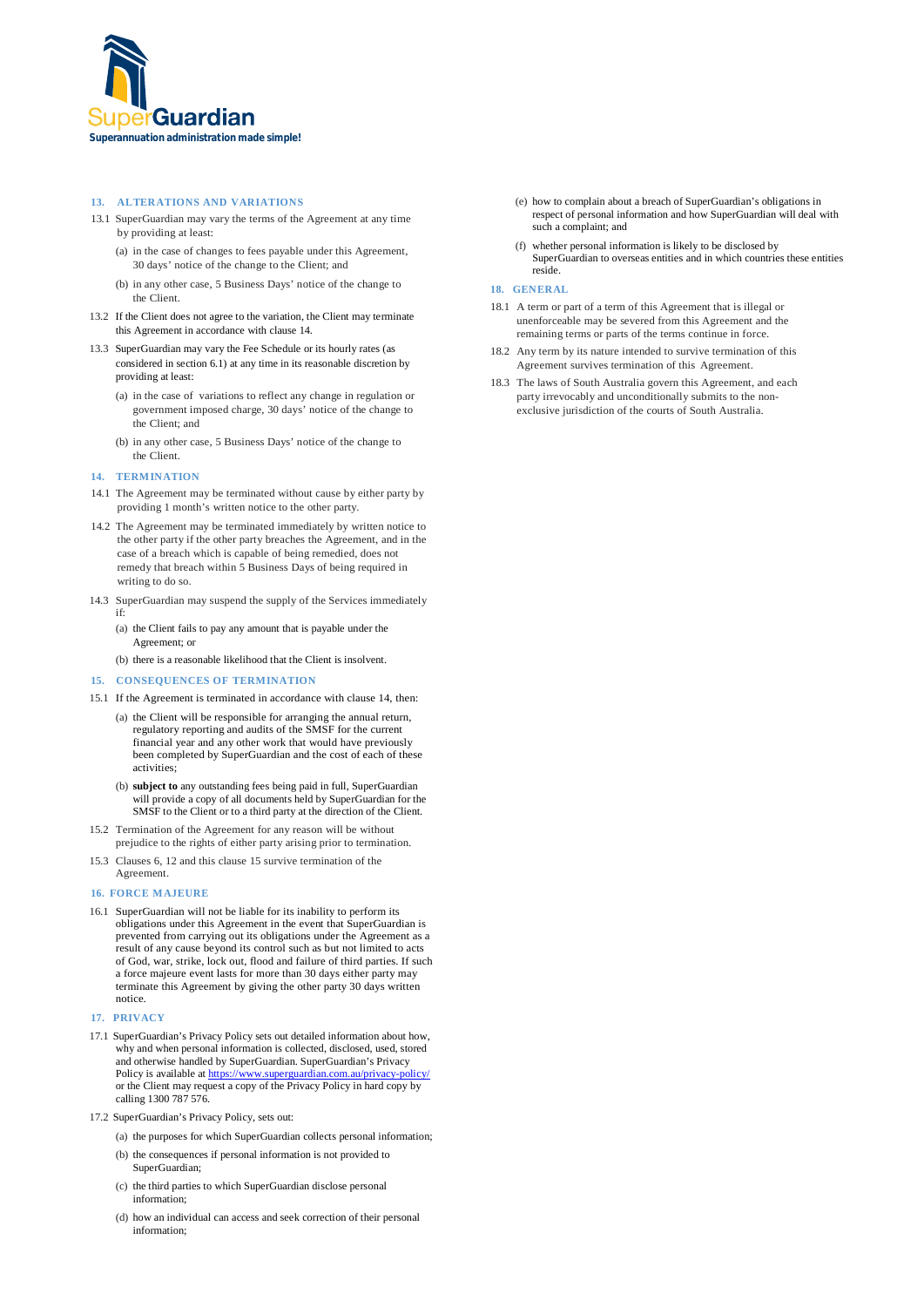SuperGuardian
Superannuation administration made simple!

### 13. ALTERATIONS AND VARIATIONS

13.1 SuperGuardian may vary the terms of the Agreement at any time by providing at least:

(a) in the case of changes to fees payable under this Agreement, 30 days' notice of the change to the Client; and

(b) in any other case, 5 Business Days' notice of the change to the Client.

13.2 If the Client does not agree to the variation, the Client may terminate this Agreement in accordance with clause 14.

13.3 SuperGuardian may vary the Fee Schedule or its hourly rates (as considered in section 6.1) at any time in its reasonable discretion by providing at least:

(a) in the case of variations to reflect any change in regulation or government imposed charge, 30 days' notice of the change to the Client; and

(b) in any other case, 5 Business Days' notice of the change to the Client.

### 14. TERMINATION

14.1 The Agreement may be terminated without cause by either party by providing 1 month's written notice to the other party.

14.2 The Agreement may be terminated immediately by written notice to the other party if the other party breaches the Agreement, and in the case of a breach which is capable of being remedied, does not remedy that breach within 5 Business Days of being required in writing to do so.

14.3 SuperGuardian may suspend the supply of the Services immediately if:

(a) the Client fails to pay any amount that is payable under the Agreement; or

(b) there is a reasonable likelihood that the Client is insolvent.

### 15. CONSEQUENCES OF TERMINATION

15.1 If the Agreement is terminated in accordance with clause 14, then:

(a) the Client will be responsible for arranging the annual return, regulatory reporting and audits of the SMSF for the current financial year and any other work that would have previously been completed by SuperGuardian and the cost of each of these activities;

(b) **subject to** any outstanding fees being paid in full, SuperGuardian will provide a copy of all documents held by SuperGuardian for the SMSF to the Client or to a third party at the direction of the Client.

15.2 Termination of the Agreement for any reason will be without prejudice to the rights of either party arising prior to termination.

15.3 Clauses 6, 12 and this clause 15 survive termination of the Agreement.

### 16. FORCE MAJEURE

16.1 SuperGuardian will not be liable for its inability to perform its obligations under this Agreement in the event that SuperGuardian is prevented from carrying out its obligations under the Agreement as a result of any cause beyond its control such as but not limited to acts of God, war, strike, lock out, flood and failure of third parties. If such a force majeure event lasts for more than 30 days either party may terminate this Agreement by giving the other party 30 days written notice.

### 17. PRIVACY

17.1 SuperGuardian's Privacy Policy sets out detailed information about how, why and when personal information is collected, disclosed, used, stored and otherwise handled by SuperGuardian. SuperGuardian's Privacy Policy is available at https://www.superguardian.com.au/privacy-policy/ or the Client may request a copy of the Privacy Policy in hard copy by calling 1300 787 576.

17.2 SuperGuardian's Privacy Policy, sets out:

(a) the purposes for which SuperGuardian collects personal information;

(b) the consequences if personal information is not provided to SuperGuardian;

(c) the third parties to which SuperGuardian disclose personal information;

(d) how an individual can access and seek correction of their personal information;

(e) how to complain about a breach of SuperGuardian's obligations in respect of personal information and how SuperGuardian will deal with such a complaint; and

(f) whether personal information is likely to be disclosed by SuperGuardian to overseas entities and in which countries these entities reside.

### 18. GENERAL

18.1 A term or part of a term of this Agreement that is illegal or unenforceable may be severed from this Agreement and the remaining terms or parts of the terms continue in force.

18.2 Any term by its nature intended to survive termination of this Agreement survives termination of this Agreement.

18.3 The laws of South Australia govern this Agreement, and each party irrevocably and unconditionally submits to the non-exclusive jurisdiction of the courts of South Australia.